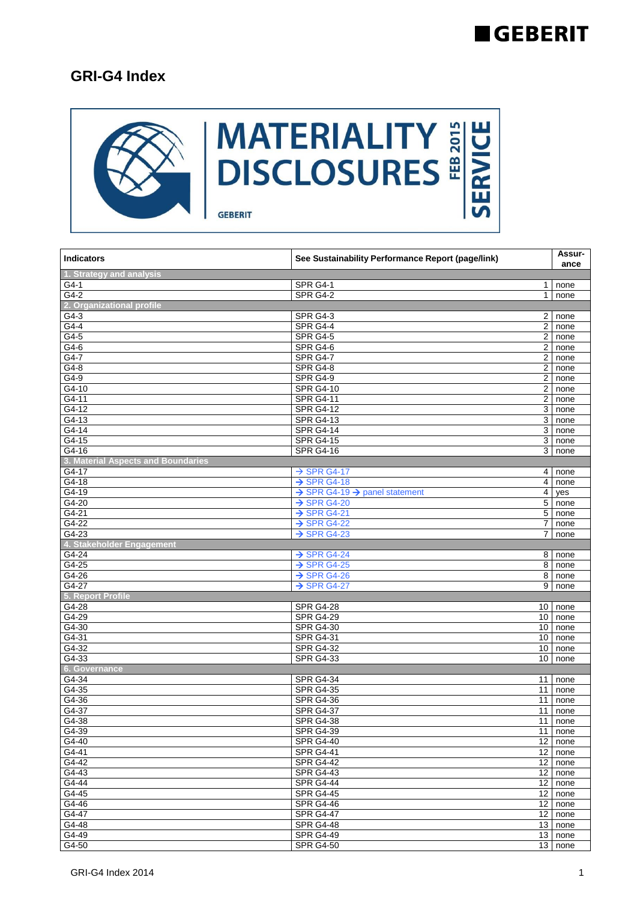# GRI-G4 Index

| Indicators | See Sustainability Performance Report (page/link) | | Assur-ance |
|---|---|---|---|
| **1. Strategy and analysis** | | | |
| G4-1 | SPR G4-1 | 1 | none |
| G4-2 | SPR G4-2 | 1 | none |
| **2. Organizational profile** | | | |
| G4-3 | SPR G4-3 | 2 | none |
| G4-4 | SPR G4-4 | 2 | none |
| G4-5 | SPR G4-5 | 2 | none |
| G4-6 | SPR G4-6 | 2 | none |
| G4-7 | SPR G4-7 | 2 | none |
| G4-8 | SPR G4-8 | 2 | none |
| G4-9 | SPR G4-9 | 2 | none |
| G4-10 | SPR G4-10 | 2 | none |
| G4-11 | SPR G4-11 | 2 | none |
| G4-12 | SPR G4-12 | 3 | none |
| G4-13 | SPR G4-13 | 3 | none |
| G4-14 | SPR G4-14 | 3 | none |
| G4-15 | SPR G4-15 | 3 | none |
| G4-16 | SPR G4-16 | 3 | none |
| **3. Material Aspects and Boundaries** | | | |
| G4-17 | → SPR G4-17 | 4 | none |
| G4-18 | → SPR G4-18 | 4 | none |
| G4-19 | → SPR G4-19 → panel statement | 4 | yes |
| G4-20 | → SPR G4-20 | 5 | none |
| G4-21 | → SPR G4-21 | 5 | none |
| G4-22 | → SPR G4-22 | 7 | none |
| G4-23 | → SPR G4-23 | 7 | none |
| **4. Stakeholder Engagement** | | | |
| G4-24 | → SPR G4-24 | 8 | none |
| G4-25 | → SPR G4-25 | 8 | none |
| G4-26 | → SPR G4-26 | 8 | none |
| G4-27 | → SPR G4-27 | 9 | none |
| **5. Report Profile** | | | |
| G4-28 | SPR G4-28 | 10 | none |
| G4-29 | SPR G4-29 | 10 | none |
| G4-30 | SPR G4-30 | 10 | none |
| G4-31 | SPR G4-31 | 10 | none |
| G4-32 | SPR G4-32 | 10 | none |
| G4-33 | SPR G4-33 | 10 | none |
| **6. Governance** | | | |
| G4-34 | SPR G4-34 | 11 | none |
| G4-35 | SPR G4-35 | 11 | none |
| G4-36 | SPR G4-36 | 11 | none |
| G4-37 | SPR G4-37 | 11 | none |
| G4-38 | SPR G4-38 | 11 | none |
| G4-39 | SPR G4-39 | 11 | none |
| G4-40 | SPR G4-40 | 12 | none |
| G4-41 | SPR G4-41 | 12 | none |
| G4-42 | SPR G4-42 | 12 | none |
| G4-43 | SPR G4-43 | 12 | none |
| G4-44 | SPR G4-44 | 12 | none |
| G4-45 | SPR G4-45 | 12 | none |
| G4-46 | SPR G4-46 | 12 | none |
| G4-47 | SPR G4-47 | 12 | none |
| G4-48 | SPR G4-48 | 13 | none |
| G4-49 | SPR G4-49 | 13 | none |
| G4-50 | SPR G4-50 | 13 | none |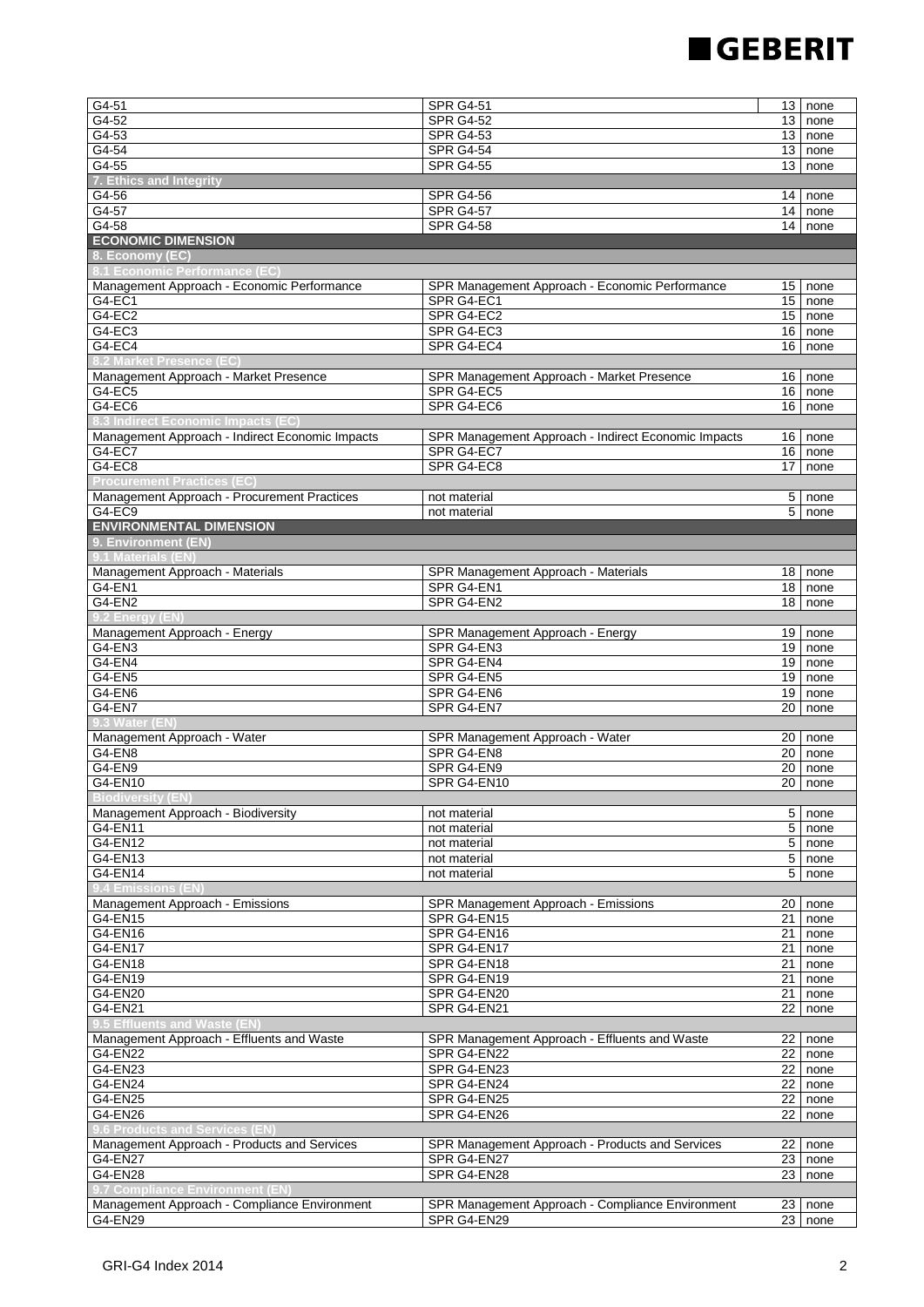| | | | |
|---|---|---|---|
| G4-51 | SPR G4-51 | 13 | none |
| G4-52 | SPR G4-52 | 13 | none |
| G4-53 | SPR G4-53 | 13 | none |
| G4-54 | SPR G4-54 | 13 | none |
| G4-55 | SPR G4-55 | 13 | none |
| **7. Ethics and Integrity** | | | |
| G4-56 | SPR G4-56 | 14 | none |
| G4-57 | SPR G4-57 | 14 | none |
| G4-58 | SPR G4-58 | 14 | none |
| **ECONOMIC DIMENSION** | | | |
| **8. Economy (EC)** | | | |
| **8.1 Economic Performance (EC)** | | | |
| Management Approach - Economic Performance | SPR Management Approach - Economic Performance | 15 | none |
| G4-EC1 | SPR G4-EC1 | 15 | none |
| G4-EC2 | SPR G4-EC2 | 15 | none |
| G4-EC3 | SPR G4-EC3 | 16 | none |
| G4-EC4 | SPR G4-EC4 | 16 | none |
| **8.2 Market Presence (EC)** | | | |
| Management Approach - Market Presence | SPR Management Approach - Market Presence | 16 | none |
| G4-EC5 | SPR G4-EC5 | 16 | none |
| G4-EC6 | SPR G4-EC6 | 16 | none |
| **8.3 Indirect Economic Impacts (EC)** | | | |
| Management Approach - Indirect Economic Impacts | SPR Management Approach - Indirect Economic Impacts | 16 | none |
| G4-EC7 | SPR G4-EC7 | 16 | none |
| G4-EC8 | SPR G4-EC8 | 17 | none |
| **Procurement Practices (EC)** | | | |
| Management Approach - Procurement Practices | not material | 5 | none |
| G4-EC9 | not material | 5 | none |
| **ENVIRONMENTAL DIMENSION** | | | |
| **9. Environment (EN)** | | | |
| **9.1 Materials (EN)** | | | |
| Management Approach - Materials | SPR Management Approach - Materials | 18 | none |
| G4-EN1 | SPR G4-EN1 | 18 | none |
| G4-EN2 | SPR G4-EN2 | 18 | none |
| **9.2 Energy (EN)** | | | |
| Management Approach - Energy | SPR Management Approach - Energy | 19 | none |
| G4-EN3 | SPR G4-EN3 | 19 | none |
| G4-EN4 | SPR G4-EN4 | 19 | none |
| G4-EN5 | SPR G4-EN5 | 19 | none |
| G4-EN6 | SPR G4-EN6 | 19 | none |
| G4-EN7 | SPR G4-EN7 | 20 | none |
| **9.3 Water (EN)** | | | |
| Management Approach - Water | SPR Management Approach - Water | 20 | none |
| G4-EN8 | SPR G4-EN8 | 20 | none |
| G4-EN9 | SPR G4-EN9 | 20 | none |
| G4-EN10 | SPR G4-EN10 | 20 | none |
| **Biodiversity (EN)** | | | |
| Management Approach - Biodiversity | not material | 5 | none |
| G4-EN11 | not material | 5 | none |
| G4-EN12 | not material | 5 | none |
| G4-EN13 | not material | 5 | none |
| G4-EN14 | not material | 5 | none |
| **9.4 Emissions (EN)** | | | |
| Management Approach - Emissions | SPR Management Approach - Emissions | 20 | none |
| G4-EN15 | SPR G4-EN15 | 21 | none |
| G4-EN16 | SPR G4-EN16 | 21 | none |
| G4-EN17 | SPR G4-EN17 | 21 | none |
| G4-EN18 | SPR G4-EN18 | 21 | none |
| G4-EN19 | SPR G4-EN19 | 21 | none |
| G4-EN20 | SPR G4-EN20 | 21 | none |
| G4-EN21 | SPR G4-EN21 | 22 | none |
| **9.5 Effluents and Waste (EN)** | | | |
| Management Approach - Effluents and Waste | SPR Management Approach - Effluents and Waste | 22 | none |
| G4-EN22 | SPR G4-EN22 | 22 | none |
| G4-EN23 | SPR G4-EN23 | 22 | none |
| G4-EN24 | SPR G4-EN24 | 22 | none |
| G4-EN25 | SPR G4-EN25 | 22 | none |
| G4-EN26 | SPR G4-EN26 | 22 | none |
| **9.6 Products and Services (EN)** | | | |
| Management Approach - Products and Services | SPR Management Approach - Products and Services | 22 | none |
| G4-EN27 | SPR G4-EN27 | 23 | none |
| G4-EN28 | SPR G4-EN28 | 23 | none |
| **9.7 Compliance Environment (EN)** | | | |
| Management Approach - Compliance Environment | SPR Management Approach - Compliance Environment | 23 | none |
| G4-EN29 | SPR G4-EN29 | 23 | none |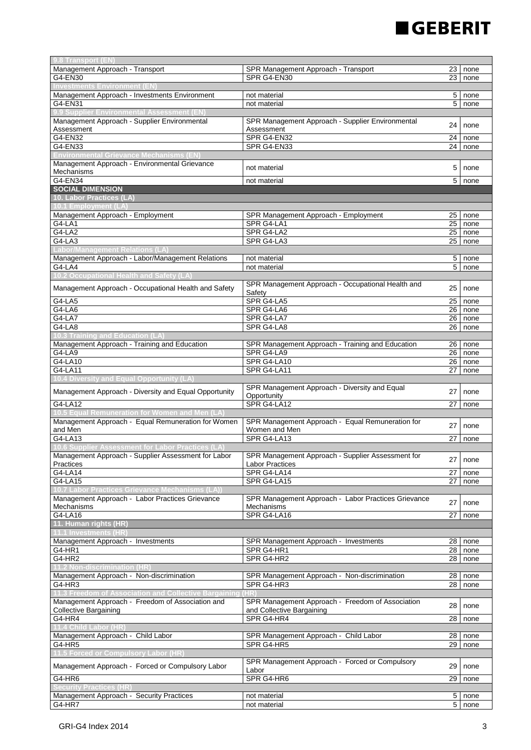| | | | |
|---|---|---|---|
| **9.8 Transport (EN)** | | | |
| Management Approach - Transport | SPR Management Approach - Transport | 23 | none |
| G4-EN30 | SPR G4-EN30 | 23 | none |
| **Investments Environment (EN)** | | | |
| Management Approach - Investments Environment | not material | 5 | none |
| G4-EN31 | not material | 5 | none |
| **9.9 Supplier Environmental Assessment (EN)** | | | |
| Management Approach - Supplier Environmental Assessment | SPR Management Approach - Supplier Environmental Assessment | 24 | none |
| G4-EN32 | SPR G4-EN32 | 24 | none |
| G4-EN33 | SPR G4-EN33 | 24 | none |
| **Environmental Grievance Mechanisms (EN)** | | | |
| Management Approach - Environmental Grievance Mechanisms | not material | 5 | none |
| G4-EN34 | not material | 5 | none |
| **SOCIAL DIMENSION** | | | |
| **10. Labor Practices (LA)** | | | |
| **10.1 Employment (LA)** | | | |
| Management Approach - Employment | SPR Management Approach - Employment | 25 | none |
| G4-LA1 | SPR G4-LA1 | 25 | none |
| G4-LA2 | SPR G4-LA2 | 25 | none |
| G4-LA3 | SPR G4-LA3 | 25 | none |
| **Labor/Management Relations (LA)** | | | |
| Management Approach - Labor/Management Relations | not material | 5 | none |
| G4-LA4 | not material | 5 | none |
| **10.2 Occupational Health and Safety (LA)** | | | |
| Management Approach - Occupational Health and Safety | SPR Management Approach - Occupational Health and Safety | 25 | none |
| G4-LA5 | SPR G4-LA5 | 25 | none |
| G4-LA6 | SPR G4-LA6 | 26 | none |
| G4-LA7 | SPR G4-LA7 | 26 | none |
| G4-LA8 | SPR G4-LA8 | 26 | none |
| **10.3 Training and Education (LA)** | | | |
| Management Approach - Training and Education | SPR Management Approach - Training and Education | 26 | none |
| G4-LA9 | SPR G4-LA9 | 26 | none |
| G4-LA10 | SPR G4-LA10 | 26 | none |
| G4-LA11 | SPR G4-LA11 | 27 | none |
| **10.4 Diversity and Equal Opportunity (LA)** | | | |
| Management Approach - Diversity and Equal Opportunity | SPR Management Approach - Diversity and Equal Opportunity | 27 | none |
| G4-LA12 | SPR G4-LA12 | 27 | none |
| **10.5 Equal Remuneration for Women and Men (LA)** | | | |
| Management Approach - Equal Remuneration for Women and Men | SPR Management Approach - Equal Remuneration for Women and Men | 27 | none |
| G4-LA13 | SPR G4-LA13 | 27 | none |
| **10.6 Supplier Assessment for Labor Practices (LA)** | | | |
| Management Approach - Supplier Assessment for Labor Practices | SPR Management Approach - Supplier Assessment for Labor Practices | 27 | none |
| G4-LA14 | SPR G4-LA14 | 27 | none |
| G4-LA15 | SPR G4-LA15 | 27 | none |
| **10.7 Labor Practices Grievance Mechanisms (LA))** | | | |
| Management Approach - Labor Practices Grievance Mechanisms | SPR Management Approach - Labor Practices Grievance Mechanisms | 27 | none |
| G4-LA16 | SPR G4-LA16 | 27 | none |
| **11. Human rights (HR)** | | | |
| **11.1 Investments (HR)** | | | |
| Management Approach - Investments | SPR Management Approach - Investments | 28 | none |
| G4-HR1 | SPR G4-HR1 | 28 | none |
| G4-HR2 | SPR G4-HR2 | 28 | none |
| **11.2 Non-discrimination (HR)** | | | |
| Management Approach - Non-discrimination | SPR Management Approach - Non-discrimination | 28 | none |
| G4-HR3 | SPR G4-HR3 | 28 | none |
| **11.3 Freedom of Association and Collective Bargaining (HR)** | | | |
| Management Approach - Freedom of Association and Collective Bargaining | SPR Management Approach - Freedom of Association and Collective Bargaining | 28 | none |
| G4-HR4 | SPR G4-HR4 | 28 | none |
| **11.4 Child Labor (HR)** | | | |
| Management Approach - Child Labor | SPR Management Approach - Child Labor | 28 | none |
| G4-HR5 | SPR G4-HR5 | 29 | none |
| **11.5 Forced or Compulsory Labor (HR)** | | | |
| Management Approach - Forced or Compulsory Labor | SPR Management Approach - Forced or Compulsory Labor | 29 | none |
| G4-HR6 | SPR G4-HR6 | 29 | none |
| **Security Practices (HR)** | | | |
| Management Approach - Security Practices | not material | 5 | none |
| G4-HR7 | not material | 5 | none |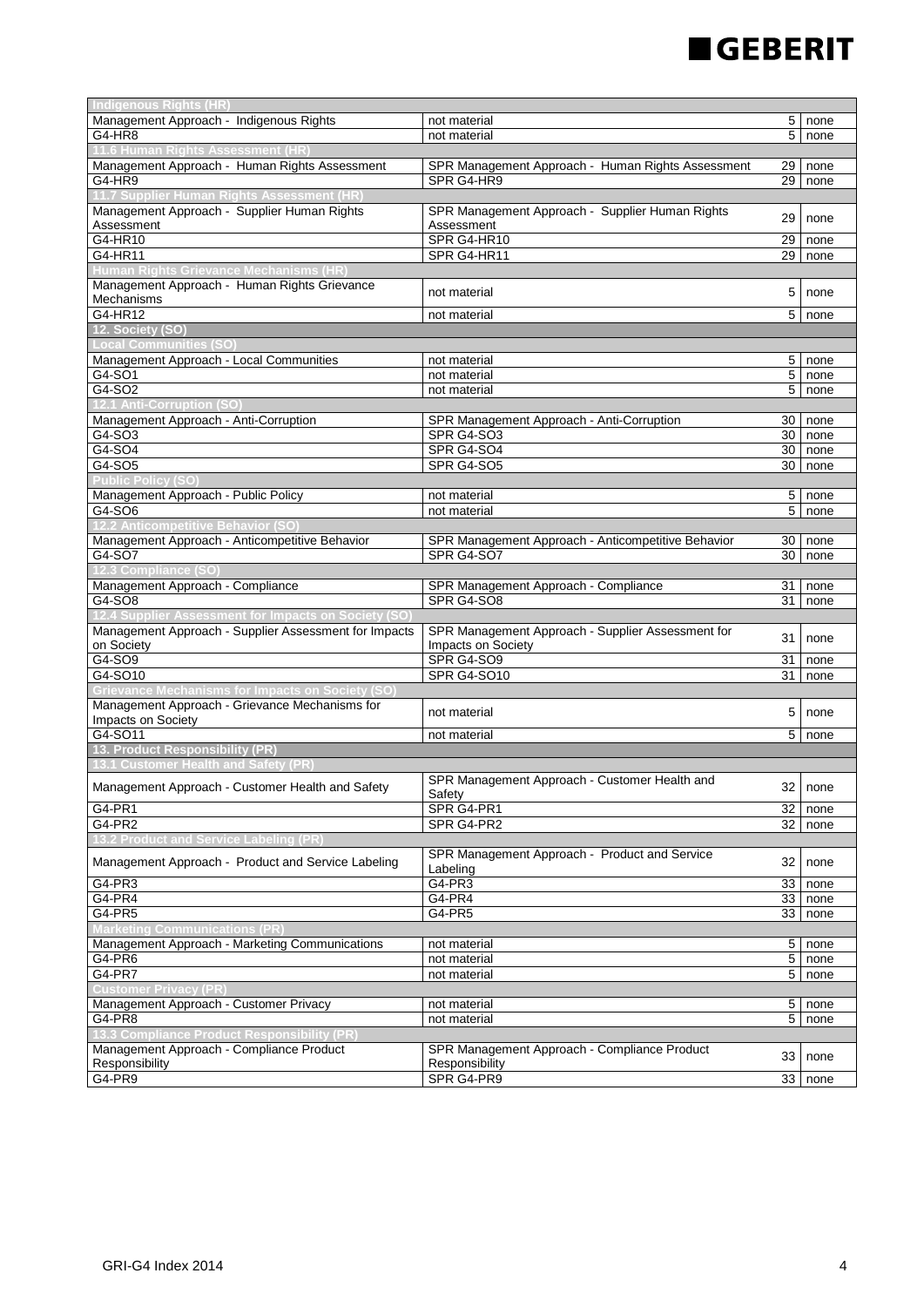| | | | |
|---|---|---|---|
| **Indigenous Rights (HR)** | | | |
| Management Approach - Indigenous Rights | not material | 5 | none |
| G4-HR8 | not material | 5 | none |
| **11.6 Human Rights Assessment (HR)** | | | |
| Management Approach - Human Rights Assessment | SPR Management Approach - Human Rights Assessment | 29 | none |
| G4-HR9 | SPR G4-HR9 | 29 | none |
| **11.7 Supplier Human Rights Assessment (HR)** | | | |
| Management Approach - Supplier Human Rights Assessment | SPR Management Approach - Supplier Human Rights Assessment | 29 | none |
| G4-HR10 | SPR G4-HR10 | 29 | none |
| G4-HR11 | SPR G4-HR11 | 29 | none |
| **Human Rights Grievance Mechanisms (HR)** | | | |
| Management Approach - Human Rights Grievance Mechanisms | not material | 5 | none |
| G4-HR12 | not material | 5 | none |
| **12. Society (SO)** | | | |
| **Local Communities (SO)** | | | |
| Management Approach - Local Communities | not material | 5 | none |
| G4-SO1 | not material | 5 | none |
| G4-SO2 | not material | 5 | none |
| **12.1 Anti-Corruption (SO)** | | | |
| Management Approach - Anti-Corruption | SPR Management Approach - Anti-Corruption | 30 | none |
| G4-SO3 | SPR G4-SO3 | 30 | none |
| G4-SO4 | SPR G4-SO4 | 30 | none |
| G4-SO5 | SPR G4-SO5 | 30 | none |
| **Public Policy (SO)** | | | |
| Management Approach - Public Policy | not material | 5 | none |
| G4-SO6 | not material | 5 | none |
| **12.2 Anticompetitive Behavior (SO)** | | | |
| Management Approach - Anticompetitive Behavior | SPR Management Approach - Anticompetitive Behavior | 30 | none |
| G4-SO7 | SPR G4-SO7 | 30 | none |
| **12.3 Compliance (SO)** | | | |
| Management Approach - Compliance | SPR Management Approach - Compliance | 31 | none |
| G4-SO8 | SPR G4-SO8 | 31 | none |
| **12.4 Supplier Assessment for Impacts on Society (SO)** | | | |
| Management Approach - Supplier Assessment for Impacts on Society | SPR Management Approach - Supplier Assessment for Impacts on Society | 31 | none |
| G4-SO9 | SPR G4-SO9 | 31 | none |
| G4-SO10 | SPR G4-SO10 | 31 | none |
| **Grievance Mechanisms for Impacts on Society (SO)** | | | |
| Management Approach - Grievance Mechanisms for Impacts on Society | not material | 5 | none |
| G4-SO11 | not material | 5 | none |
| **13. Product Responsibility (PR)** | | | |
| **13.1 Customer Health and Safety (PR)** | | | |
| Management Approach - Customer Health and Safety | SPR Management Approach - Customer Health and Safety | 32 | none |
| G4-PR1 | SPR G4-PR1 | 32 | none |
| G4-PR2 | SPR G4-PR2 | 32 | none |
| **13.2 Product and Service Labeling (PR)** | | | |
| Management Approach - Product and Service Labeling | SPR Management Approach - Product and Service Labeling | 32 | none |
| G4-PR3 | G4-PR3 | 33 | none |
| G4-PR4 | G4-PR4 | 33 | none |
| G4-PR5 | G4-PR5 | 33 | none |
| **Marketing Communications (PR)** | | | |
| Management Approach - Marketing Communications | not material | 5 | none |
| G4-PR6 | not material | 5 | none |
| G4-PR7 | not material | 5 | none |
| **Customer Privacy (PR)** | | | |
| Management Approach - Customer Privacy | not material | 5 | none |
| G4-PR8 | not material | 5 | none |
| **13.3 Compliance Product Responsibility (PR)** | | | |
| Management Approach - Compliance Product Responsibility | SPR Management Approach - Compliance Product Responsibility | 33 | none |
| G4-PR9 | SPR G4-PR9 | 33 | none |